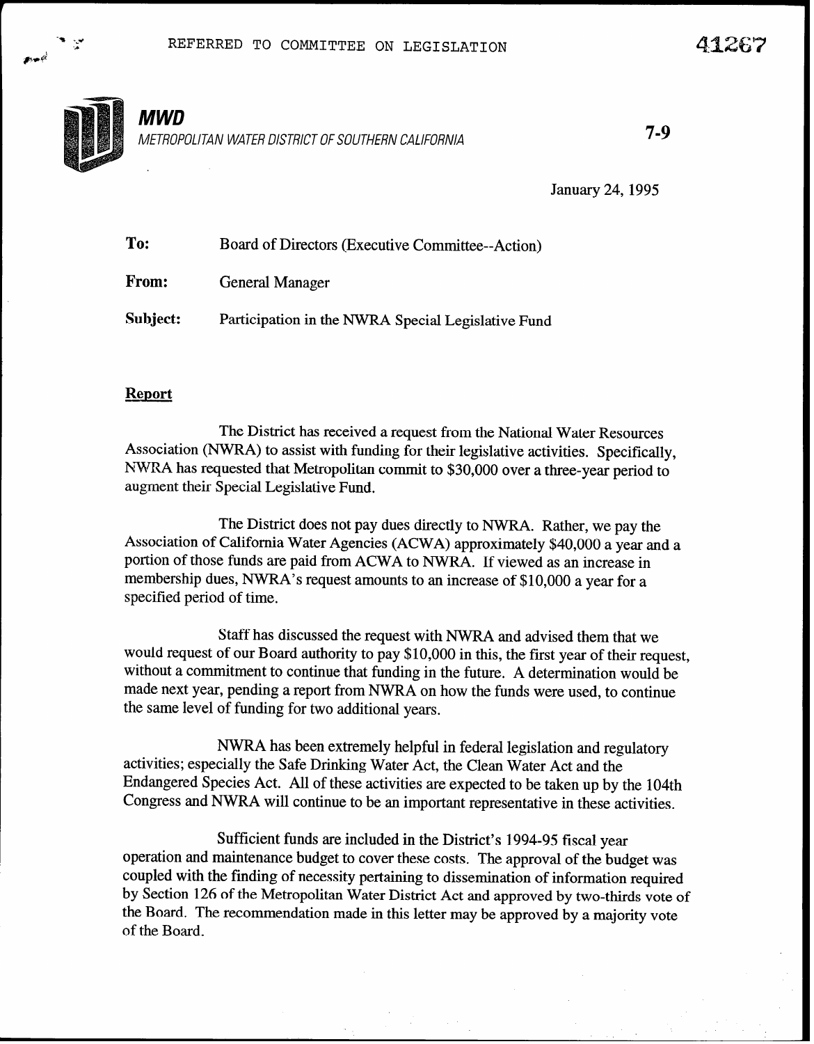REFERRED TO COMMITTEE ON LEGISLATION

41267

**MWD**

*METROPOLITAN WATER DISTRICT OF SOUTHERN CALIFORNIA*

7-9

January 24, 1995

**To:** Board of Directors (Executive Committee--Action)

**From:** General Manager

**Subject:** Participation in the NWRA Special Legislative Fund

## Report

The District has received a request from the National Water Resources Association (NWRA) to assist with funding for their legislative activities. Specifically, NWRA has requested that Metropolitan commit to $30,000 over a three-year period to augment their Special Legislative Fund.

The District does not pay dues directly to NWRA. Rather, we pay the Association of California Water Agencies (ACWA) approximately $40,000 a year and a portion of those funds are paid from ACWA to NWRA. If viewed as an increase in membership dues, NWRA's request amounts to an increase of $10,000 a year for a specified period of time.

Staff has discussed the request with NWRA and advised them that we would request of our Board authority to pay $10,000 in this, the first year of their request, without a commitment to continue that funding in the future. A determination would be made next year, pending a report from NWRA on how the funds were used, to continue the same level of funding for two additional years.

NWRA has been extremely helpful in federal legislation and regulatory activities; especially the Safe Drinking Water Act, the Clean Water Act and the Endangered Species Act. All of these activities are expected to be taken up by the 104th Congress and NWRA will continue to be an important representative in these activities.

Sufficient funds are included in the District's 1994-95 fiscal year operation and maintenance budget to cover these costs. The approval of the budget was coupled with the finding of necessity pertaining to dissemination of information required by Section 126 of the Metropolitan Water District Act and approved by two-thirds vote of the Board. The recommendation made in this letter may be approved by a majority vote of the Board.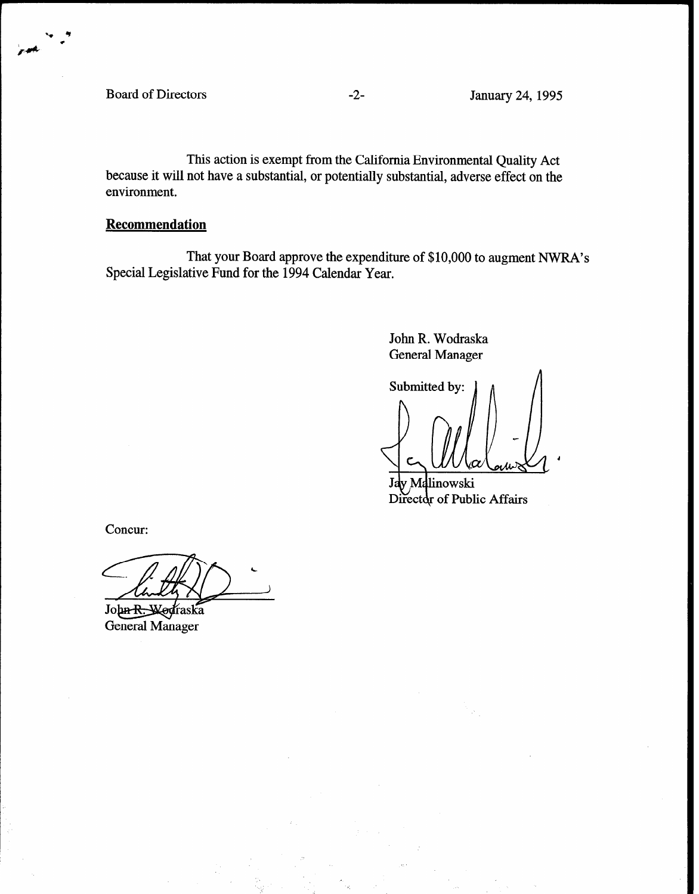This action is exempt from the California Environmental Quality Act because it will not have a substantial, or potentially substantial, adverse effect on the environment.

**Recommendation**

That your Board approve the expenditure of $10,000 to augment NWRA's Special Legislative Fund for the 1994 Calendar Year.

John R. Wodraska
General Manager

Submitted by:

Jay Malinowski
Director of Public Affairs

Concur:

John R. Wodraska
General Manager